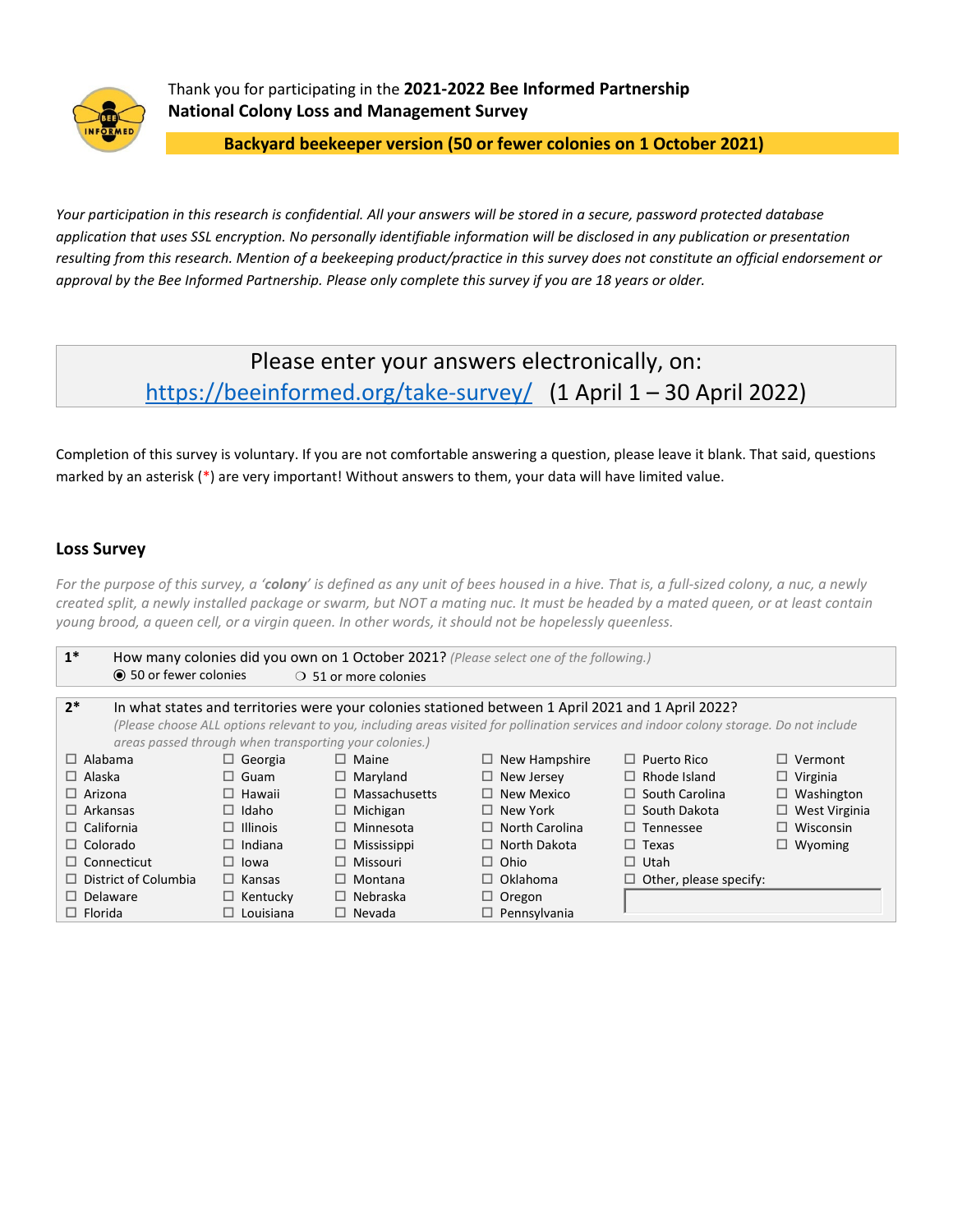Thank you for participating in the **2021-2022 Bee Informed Partnership National Colony Loss and Management Survey**

**Backyard beekeeper version (50 or fewer colonies on 1 October 2021)**

*Your participation in this research is confidential. All your answers will be stored in a secure, password protected database application that uses SSL encryption. No personally identifiable information will be disclosed in any publication or presentation resulting from this research. Mention of a beekeeping product/practice in this survey does not constitute an official endorsement or approval by the Bee Informed Partnership. Please only complete this survey if you are 18 years or older.*

Please enter your answers electronically, on:
https://beeinformed.org/take-survey/ (1 April 1 – 30 April 2022)

Completion of this survey is voluntary. If you are not comfortable answering a question, please leave it blank. That said, questions marked by an asterisk (*) are very important! Without answers to them, your data will have limited value.

## Loss Survey

*For the purpose of this survey, a 'colony' is defined as any unit of bees housed in a hive. That is, a full-sized colony, a nuc, a newly created split, a newly installed package or swarm, but NOT a mating nuc. It must be headed by a mated queen, or at least contain young brood, a queen cell, or a virgin queen. In other words, it should not be hopelessly queenless.*

**1*** How many colonies did you own on 1 October 2021? *(Please select one of the following.)*

- ◉ 50 or fewer colonies
- ○ 51 or more colonies

**2*** In what states and territories were your colonies stationed between 1 April 2021 and 1 April 2022?
*(Please choose ALL options relevant to you, including areas visited for pollination services and indoor colony storage. Do not include areas passed through when transporting your colonies.)*

| | | | | | |
|---|---|---|---|---|---|
| ☐ Alabama | ☐ Georgia | ☐ Maine | ☐ New Hampshire | ☐ Puerto Rico | ☐ Vermont |
| ☐ Alaska | ☐ Guam | ☐ Maryland | ☐ New Jersey | ☐ Rhode Island | ☐ Virginia |
| ☐ Arizona | ☐ Hawaii | ☐ Massachusetts | ☐ New Mexico | ☐ South Carolina | ☐ Washington |
| ☐ Arkansas | ☐ Idaho | ☐ Michigan | ☐ New York | ☐ South Dakota | ☐ West Virginia |
| ☐ California | ☐ Illinois | ☐ Minnesota | ☐ North Carolina | ☐ Tennessee | ☐ Wisconsin |
| ☐ Colorado | ☐ Indiana | ☐ Mississippi | ☐ North Dakota | ☐ Texas | ☐ Wyoming |
| ☐ Connecticut | ☐ Iowa | ☐ Missouri | ☐ Ohio | ☐ Utah | |
| ☐ District of Columbia | ☐ Kansas | ☐ Montana | ☐ Oklahoma | ☐ Other, please specify: | |
| ☐ Delaware | ☐ Kentucky | ☐ Nebraska | ☐ Oregon | | |
| ☐ Florida | ☐ Louisiana | ☐ Nevada | ☐ Pennsylvania | | |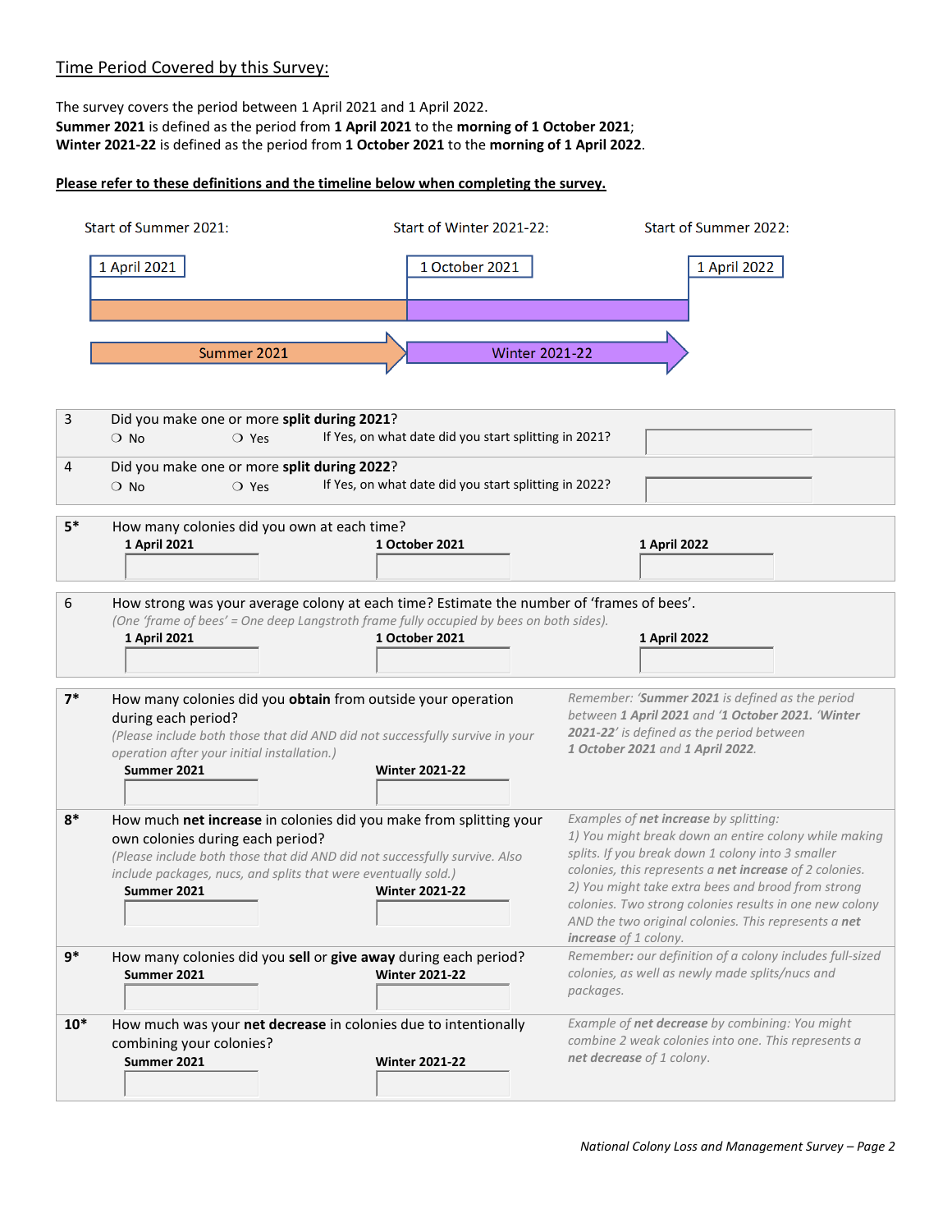## Time Period Covered by this Survey:

The survey covers the period between 1 April 2021 and 1 April 2022.
**Summer 2021** is defined as the period from **1 April 2021** to the **morning of 1 October 2021**;
**Winter 2021-22** is defined as the period from **1 October 2021** to the **morning of 1 April 2022**.

**Please refer to these definitions and the timeline below when completing the survey.**

| Start of Summer 2021: | Start of Winter 2021-22: | Start of Summer 2022: |
|---|---|---|
| 1 April 2021 | 1 October 2021 | 1 April 2022 |

Summer 2021 → Winter 2021-22 →

**3** Did you make one or more **split during 2021**?
❍ No ❍ Yes If Yes, on what date did you start splitting in 2021? ______

**4** Did you make one or more **split during 2022**?
❍ No ❍ Yes If Yes, on what date did you start splitting in 2022? ______

**5*** How many colonies did you own at each time?

| **1 April 2021** | **1 October 2021** | **1 April 2022** |
|---|---|---|
| | | |

**6** How strong was your average colony at each time? Estimate the number of 'frames of bees'.
*(One 'frame of bees' = One deep Langstroth frame fully occupied by bees on both sides).*

| **1 April 2021** | **1 October 2021** | **1 April 2022** |
|---|---|---|
| | | |

**7*** How many colonies did you **obtain** from outside your operation during each period?
*(Please include both those that did AND did not successfully survive in your operation after your initial installation.)*

| **Summer 2021** | **Winter 2021-22** |
|---|---|
| | |

*Remember: '**Summer 2021** is defined as the period between **1 April 2021** and '**1 October 2021.** '**Winter 2021-22**' is defined as the period between **1 October 2021** and **1 April 2022**.*

**8*** How much **net increase** in colonies did you make from splitting your own colonies during each period?
*(Please include both those that did AND did not successfully survive. Also include packages, nucs, and splits that were eventually sold.)*

| **Summer 2021** | **Winter 2021-22** |
|---|---|
| | |

*Examples of **net increase** by splitting:*
*1) You might break down an entire colony while making splits. If you break down 1 colony into 3 smaller colonies, this represents a **net increase** of 2 colonies.*
*2) You might take extra bees and brood from strong colonies. Two strong colonies results in one new colony AND the two original colonies. This represents a **net increase** of 1 colony.*

**9*** How many colonies did you **sell** or **give away** during each period?

| **Summer 2021** | **Winter 2021-22** |
|---|---|
| | |

*Remember: our definition of a colony includes full-sized colonies, as well as newly made splits/nucs and packages.*

**10*** How much was your **net decrease** in colonies due to intentionally combining your colonies?

| **Summer 2021** | **Winter 2021-22** |
|---|---|
| | |

*Example of **net decrease** by combining: You might combine 2 weak colonies into one. This represents a **net decrease** of 1 colony.*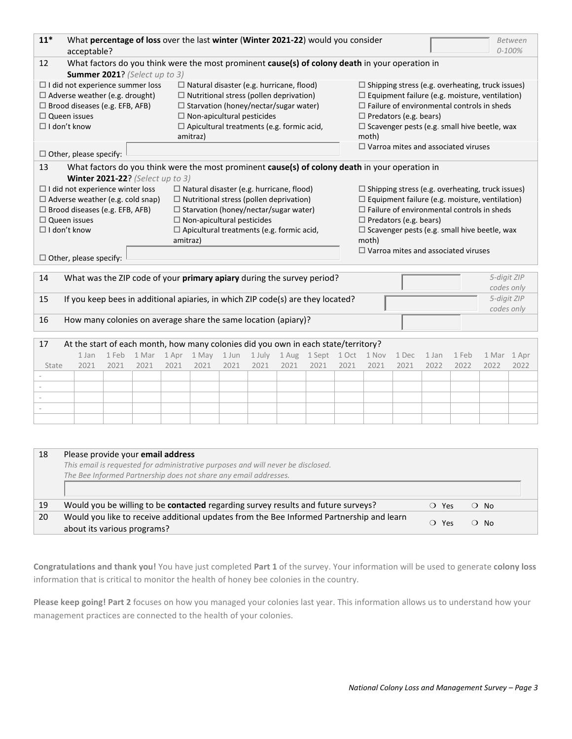**11*** What **percentage of loss** over the last **winter** (**Winter 2021-22**) would you consider acceptable? ☐ *Between 0-100%*

**12** What factors do you think were the most prominent **cause(s) of colony death** in your operation in **Summer 2021**? *(Select up to 3)*

- ☐ I did not experience summer loss
- ☐ Adverse weather (e.g. drought)
- ☐ Brood diseases (e.g. EFB, AFB)
- ☐ Queen issues
- ☐ I don't know
- ☐ Natural disaster (e.g. hurricane, flood)
- ☐ Nutritional stress (pollen deprivation)
- ☐ Starvation (honey/nectar/sugar water)
- ☐ Non-apicultural pesticides
- ☐ Apicultural treatments (e.g. formic acid, amitraz)
- ☐ Shipping stress (e.g. overheating, truck issues)
- ☐ Equipment failure (e.g. moisture, ventilation)
- ☐ Failure of environmental controls in sheds
- ☐ Predators (e.g. bears)
- ☐ Scavenger pests (e.g. small hive beetle, wax moth)
- ☐ Varroa mites and associated viruses
- ☐ Other, please specify: ____________

**13** What factors do you think were the most prominent **cause(s) of colony death** in your operation in **Winter 2021-22**? *(Select up to 3)*

- ☐ I did not experience winter loss
- ☐ Adverse weather (e.g. cold snap)
- ☐ Brood diseases (e.g. EFB, AFB)
- ☐ Queen issues
- ☐ I don't know
- ☐ Natural disaster (e.g. hurricane, flood)
- ☐ Nutritional stress (pollen deprivation)
- ☐ Starvation (honey/nectar/sugar water)
- ☐ Non-apicultural pesticides
- ☐ Apicultural treatments (e.g. formic acid, amitraz)
- ☐ Shipping stress (e.g. overheating, truck issues)
- ☐ Equipment failure (e.g. moisture, ventilation)
- ☐ Failure of environmental controls in sheds
- ☐ Predators (e.g. bears)
- ☐ Scavenger pests (e.g. small hive beetle, wax moth)
- ☐ Varroa mites and associated viruses
- ☐ Other, please specify: ____________

**14** What was the ZIP code of your **primary apiary** during the survey period? ☐ *5-digit ZIP codes only*

**15** If you keep bees in additional apiaries, in which ZIP code(s) are they located? ☐ *5-digit ZIP codes only*

**16** How many colonies on average share the same location (apiary)? ☐

**17** At the start of each month, how many colonies did you own in each state/territory?

| State | 1 Jan 2021 | 1 Feb 2021 | 1 Mar 2021 | 1 Apr 2021 | 1 May 2021 | 1 Jun 2021 | 1 July 2021 | 1 Aug 2021 | 1 Sept 2021 | 1 Oct 2021 | 1 Nov 2021 | 1 Dec 2021 | 1 Jan 2022 | 1 Feb 2022 | 1 Mar 2022 | 1 Apr 2022 |
|---|---|---|---|---|---|---|---|---|---|---|---|---|---|---|---|---|
| - | | | | | | | | | | | | | | | | |
| - | | | | | | | | | | | | | | | | |
| - | | | | | | | | | | | | | | | | |
| - | | | | | | | | | | | | | | | | |
| | | | | | | | | | | | | | | | | |

**18** Please provide your **email address**

*This email is requested for administrative purposes and will never be disclosed.*
*The Bee Informed Partnership does not share any email addresses.*

____________

**19** Would you be willing to be **contacted** regarding survey results and future surveys? ❍ Yes ❍ No

**20** Would you like to receive additional updates from the Bee Informed Partnership and learn about its various programs? ❍ Yes ❍ No

**Congratulations and thank you!** You have just completed **Part 1** of the survey. Your information will be used to generate **colony loss** information that is critical to monitor the health of honey bee colonies in the country.

**Please keep going! Part 2** focuses on how you managed your colonies last year. This information allows us to understand how your management practices are connected to the health of your colonies.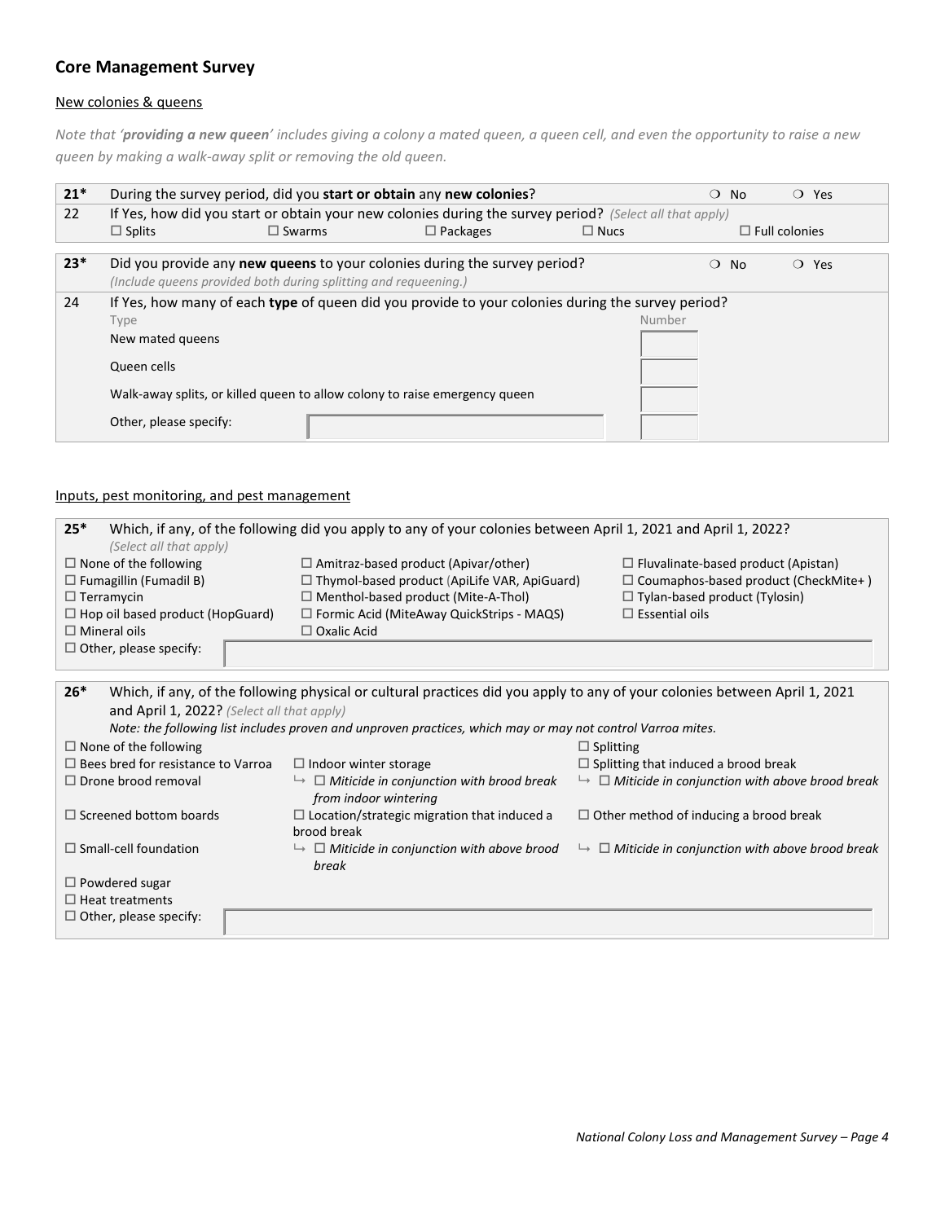## Core Management Survey

<u>New colonies & queens</u>

*Note that '**providing a new queen**' includes giving a colony a mated queen, a queen cell, and even the opportunity to raise a new queen by making a walk-away split or removing the old queen.*

| | | | | | |
|---|---|---|---|---|---|
| **21*** | During the survey period, did you **start or obtain** any **new colonies**? | | | ❍ No | ❍ Yes |
| 22 | If Yes, how did you start or obtain your new colonies during the survey period? *(Select all that apply)* | | | | |
| | ☐ Splits | ☐ Swarms | ☐ Packages | ☐ Nucs | ☐ Full colonies |

| | | | | |
|---|---|---|---|---|
| **23*** | Did you provide any **new queens** to your colonies during the survey period? *(Include queens provided both during splitting and requeening.)* | | ❍ No | ❍ Yes |
| 24 | If Yes, how many of each **type** of queen did you provide to your colonies during the survey period? | | | |
| | Type | | Number | |
| | New mated queens | | | |
| | Queen cells | | | |
| | Walk-away splits, or killed queen to allow colony to raise emergency queen | | | |
| | Other, please specify: | | | |

<u>Inputs, pest monitoring, and pest management</u>

**25*** Which, if any, of the following did you apply to any of your colonies between April 1, 2021 and April 1, 2022? *(Select all that apply)*

| | | |
|---|---|---|
| ☐ None of the following | ☐ Amitraz-based product (Apivar/other) | ☐ Fluvalinate-based product (Apistan) |
| ☐ Fumagillin (Fumadil B) | ☐ Thymol-based product (ApiLife VAR, ApiGuard) | ☐ Coumaphos-based product (CheckMite+ ) |
| ☐ Terramycin | ☐ Menthol-based product (Mite-A-Thol) | ☐ Tylan-based product (Tylosin) |
| ☐ Hop oil based product (HopGuard) | ☐ Formic Acid (MiteAway QuickStrips - MAQS) | ☐ Essential oils |
| ☐ Mineral oils | ☐ Oxalic Acid | |
| ☐ Other, please specify: | | |

**26*** Which, if any, of the following physical or cultural practices did you apply to any of your colonies between April 1, 2021 and April 1, 2022? *(Select all that apply)*

*Note: the following list includes proven and unproven practices, which may or may not control Varroa mites.*

| | | |
|---|---|---|
| ☐ None of the following | | ☐ Splitting |
| ☐ Bees bred for resistance to Varroa | ☐ Indoor winter storage | ☐ Splitting that induced a brood break |
| ☐ Drone brood removal | ↳ ☐ *Miticide in conjunction with brood break from indoor wintering* | ↳ ☐ *Miticide in conjunction with above brood break* |
| ☐ Screened bottom boards | ☐ Location/strategic migration that induced a brood break | ☐ Other method of inducing a brood break |
| ☐ Small-cell foundation | ↳ ☐ *Miticide in conjunction with above brood break* | ↳ ☐ *Miticide in conjunction with above brood break* |
| ☐ Powdered sugar | | |
| ☐ Heat treatments | | |
| ☐ Other, please specify: | | |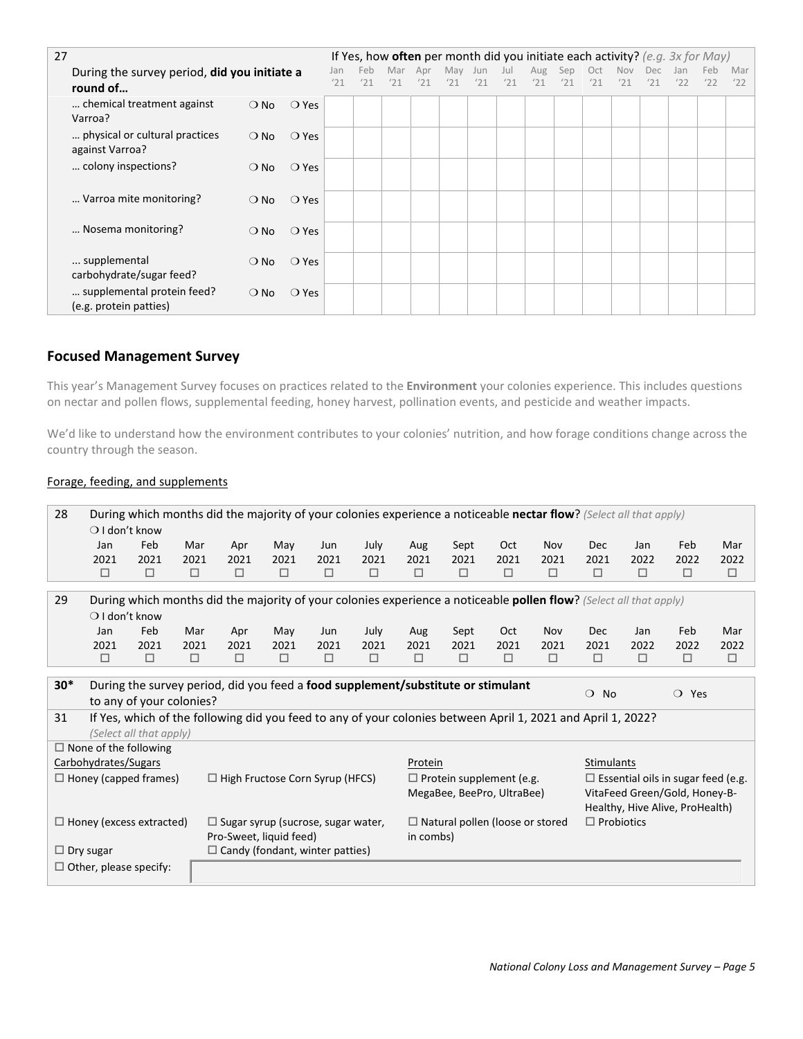| 27 During the survey period, **did you initiate a round of…** | | | If Yes, how **often** per month did you initiate each activity? *(e.g. 3x for May)* | | | | | | | | | | | | | | |
|---|---|---|---|---|---|---|---|---|---|---|---|---|---|---|---|---|---|
| | | | Jan '21 | Feb '21 | Mar '21 | Apr '21 | May '21 | Jun '21 | Jul '21 | Aug '21 | Sep '21 | Oct '21 | Nov '21 | Dec '21 | Jan '22 | Feb '22 | Mar '22 |
| … chemical treatment against Varroa? | ❍ No | ❍ Yes | | | | | | | | | | | | | | | |
| … physical or cultural practices against Varroa? | ❍ No | ❍ Yes | | | | | | | | | | | | | | | |
| … colony inspections? | ❍ No | ❍ Yes | | | | | | | | | | | | | | | |
| … Varroa mite monitoring? | ❍ No | ❍ Yes | | | | | | | | | | | | | | | |
| … Nosema monitoring? | ❍ No | ❍ Yes | | | | | | | | | | | | | | | |
| … supplemental carbohydrate/sugar feed? | ❍ No | ❍ Yes | | | | | | | | | | | | | | | |
| … supplemental protein feed? (e.g. protein patties) | ❍ No | ❍ Yes | | | | | | | | | | | | | | | |

## Focused Management Survey

This year's Management Survey focuses on practices related to the **Environment** your colonies experience. This includes questions on nectar and pollen flows, supplemental feeding, honey harvest, pollination events, and pesticide and weather impacts.

We'd like to understand how the environment contributes to your colonies' nutrition, and how forage conditions change across the country through the season.

### Forage, feeding, and supplements

**28** During which months did the majority of your colonies experience a noticeable **nectar flow**? *(Select all that apply)*

❍ I don't know

| Jan 2021 | Feb 2021 | Mar 2021 | Apr 2021 | May 2021 | Jun 2021 | July 2021 | Aug 2021 | Sept 2021 | Oct 2021 | Nov 2021 | Dec 2021 | Jan 2022 | Feb 2022 | Mar 2022 |
|---|---|---|---|---|---|---|---|---|---|---|---|---|---|---|
| ☐ | ☐ | ☐ | ☐ | ☐ | ☐ | ☐ | ☐ | ☐ | ☐ | ☐ | ☐ | ☐ | ☐ | ☐ |

**29** During which months did the majority of your colonies experience a noticeable **pollen flow**? *(Select all that apply)*

❍ I don't know

| Jan 2021 | Feb 2021 | Mar 2021 | Apr 2021 | May 2021 | Jun 2021 | July 2021 | Aug 2021 | Sept 2021 | Oct 2021 | Nov 2021 | Dec 2021 | Jan 2022 | Feb 2022 | Mar 2022 |
|---|---|---|---|---|---|---|---|---|---|---|---|---|---|---|
| ☐ | ☐ | ☐ | ☐ | ☐ | ☐ | ☐ | ☐ | ☐ | ☐ | ☐ | ☐ | ☐ | ☐ | ☐ |

**30*** During the survey period, did you feed a **food supplement/substitute or stimulant** to any of your colonies? ❍ No ❍ Yes

**31** If Yes, which of the following did you feed to any of your colonies between April 1, 2021 and April 1, 2022? *(Select all that apply)*

☐ None of the following

| Carbohydrates/Sugars | | Protein | Stimulants |
|---|---|---|---|
| ☐ Honey (capped frames) | ☐ High Fructose Corn Syrup (HFCS) | ☐ Protein supplement (e.g. MegaBee, BeePro, UltraBee) | ☐ Essential oils in sugar feed (e.g. VitaFeed Green/Gold, Honey-B-Healthy, Hive Alive, ProHealth) |
| ☐ Honey (excess extracted) | ☐ Sugar syrup (sucrose, sugar water, Pro-Sweet, liquid feed) | ☐ Natural pollen (loose or stored in combs) | ☐ Probiotics |
| ☐ Dry sugar | ☐ Candy (fondant, winter patties) | | |

☐ Other, please specify: \_\_\_\_\_\_\_\_\_\_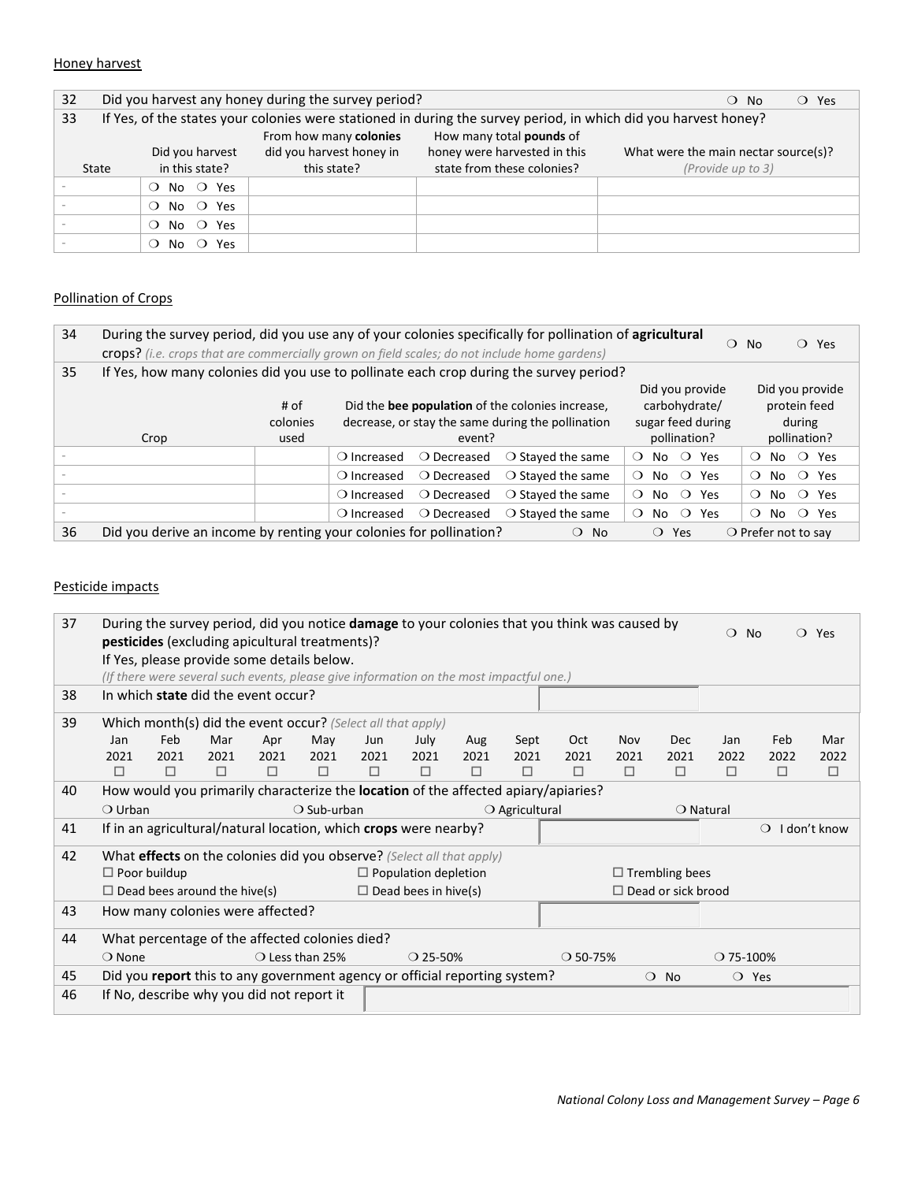## Honey harvest

| 32 | Did you harvest any honey during the survey period? | | | ❍ No ❍ Yes |
|---|---|---|---|---|
| 33 | If Yes, of the states your colonies were stationed in during the survey period, in which did you harvest honey? | | | |
| State | Did you harvest in this state? | From how many **colonies** did you harvest honey in this state? | How many total **pounds** of honey were harvested in this state from these colonies? | What were the main nectar source(s)? *(Provide up to 3)* |
| - | ❍ No ❍ Yes | | | |
| - | ❍ No ❍ Yes | | | |
| - | ❍ No ❍ Yes | | | |
| - | ❍ No ❍ Yes | | | |

## Pollination of Crops

| 34 | During the survey period, did you use any of your colonies specifically for pollination of **agricultural crops**? *(i.e. crops that are commercially grown on field scales; do not include home gardens)* | | | | ❍ No ❍ Yes |
|---|---|---|---|---|---|
| 35 | If Yes, how many colonies did you use to pollinate each crop during the survey period? | | | | |
| | Crop | # of colonies used | Did the **bee population** of the colonies increase, decrease, or stay the same during the pollination event? | Did you provide carbohydrate/ sugar feed during pollination? | Did you provide protein feed during pollination? |
| - | | | ❍ Increased ❍ Decreased ❍ Stayed the same | ❍ No ❍ Yes | ❍ No ❍ Yes |
| - | | | ❍ Increased ❍ Decreased ❍ Stayed the same | ❍ No ❍ Yes | ❍ No ❍ Yes |
| - | | | ❍ Increased ❍ Decreased ❍ Stayed the same | ❍ No ❍ Yes | ❍ No ❍ Yes |
| - | | | ❍ Increased ❍ Decreased ❍ Stayed the same | ❍ No ❍ Yes | ❍ No ❍ Yes |
| 36 | Did you derive an income by renting your colonies for pollination? | | ❍ No | ❍ Yes | ❍ Prefer not to say |

## Pesticide impacts

| 37 | During the survey period, did you notice **damage** to your colonies that you think was caused by **pesticides** (excluding apicultural treatments)? If Yes, please provide some details below. *(If there were several such events, please give information on the most impactful one.)* | ❍ No ❍ Yes |
|---|---|---|
| 38 | In which **state** did the event occur? | |

| 39 | Which month(s) did the event occur? *(Select all that apply)* | | | | | | | | | | | | | | |
|---|---|---|---|---|---|---|---|---|---|---|---|---|---|---|---|
| | Jan 2021 | Feb 2021 | Mar 2021 | Apr 2021 | May 2021 | Jun 2021 | July 2021 | Aug 2021 | Sept 2021 | Oct 2021 | Nov 2021 | Dec 2021 | Jan 2022 | Feb 2022 | Mar 2022 |
| | ☐ | ☐ | ☐ | ☐ | ☐ | ☐ | ☐ | ☐ | ☐ | ☐ | ☐ | ☐ | ☐ | ☐ | ☐ |

| 40 | How would you primarily characterize the **location** of the affected apiary/apiaries? | | | | |
|---|---|---|---|---|---|
| | ❍ Urban | ❍ Sub-urban | ❍ Agricultural | ❍ Natural | |
| 41 | If in an agricultural/natural location, which **crops** were nearby? | | | | ❍ I don't know |
| 42 | What **effects** on the colonies did you observe? *(Select all that apply)* | | | | |
| | ☐ Poor buildup | ☐ Population depletion | ☐ Trembling bees | | |
| | ☐ Dead bees around the hive(s) | ☐ Dead bees in hive(s) | ☐ Dead or sick brood | | |
| 43 | How many colonies were affected? | | | | |
| 44 | What percentage of the affected colonies died? | | | | |
| | ❍ None | ❍ Less than 25% | ❍ 25-50% | ❍ 50-75% | ❍ 75-100% |
| 45 | Did you **report** this to any government agency or official reporting system? | | | ❍ No | ❍ Yes |
| 46 | If No, describe why you did not report it | | | | |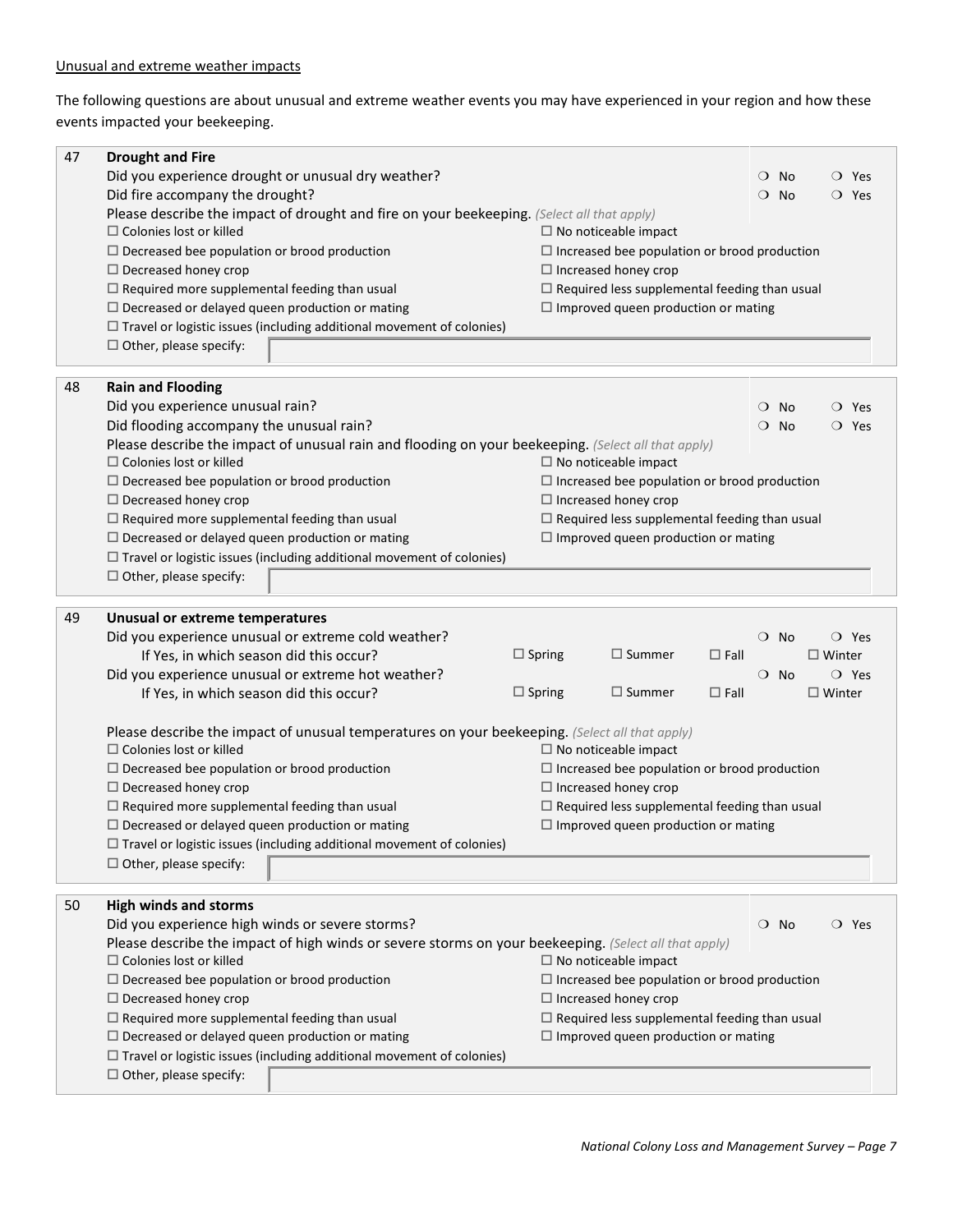Unusual and extreme weather impacts

The following questions are about unusual and extreme weather events you may have experienced in your region and how these events impacted your beekeeping.

**47 Drought and Fire**

Did you experience drought or unusual dry weather? ❍ No ❍ Yes

Did fire accompany the drought? ❍ No ❍ Yes

Please describe the impact of drought and fire on your beekeeping. *(Select all that apply)*

- ☐ Colonies lost or killed
- ☐ No noticeable impact
- ☐ Decreased bee population or brood production
- ☐ Increased bee population or brood production
- ☐ Decreased honey crop
- ☐ Increased honey crop
- ☐ Required more supplemental feeding than usual
- ☐ Required less supplemental feeding than usual
- ☐ Decreased or delayed queen production or mating
- ☐ Improved queen production or mating
- ☐ Travel or logistic issues (including additional movement of colonies)
- ☐ Other, please specify: ______

**48 Rain and Flooding**

Did you experience unusual rain? ❍ No ❍ Yes

Did flooding accompany the unusual rain? ❍ No ❍ Yes

Please describe the impact of unusual rain and flooding on your beekeeping. *(Select all that apply)*

- ☐ Colonies lost or killed
- ☐ No noticeable impact
- ☐ Decreased bee population or brood production
- ☐ Increased bee population or brood production
- ☐ Decreased honey crop
- ☐ Increased honey crop
- ☐ Required more supplemental feeding than usual
- ☐ Required less supplemental feeding than usual
- ☐ Decreased or delayed queen production or mating
- ☐ Improved queen production or mating
- ☐ Travel or logistic issues (including additional movement of colonies)
- ☐ Other, please specify: ______

**49 Unusual or extreme temperatures**

Did you experience unusual or extreme cold weather? ❍ No ❍ Yes

If Yes, in which season did this occur? ☐ Spring ☐ Summer ☐ Fall ☐ Winter

Did you experience unusual or extreme hot weather? ❍ No ❍ Yes

If Yes, in which season did this occur? ☐ Spring ☐ Summer ☐ Fall ☐ Winter

Please describe the impact of unusual temperatures on your beekeeping. *(Select all that apply)*

- ☐ Colonies lost or killed
- ☐ No noticeable impact
- ☐ Decreased bee population or brood production
- ☐ Increased bee population or brood production
- ☐ Decreased honey crop
- ☐ Increased honey crop
- ☐ Required more supplemental feeding than usual
- ☐ Required less supplemental feeding than usual
- ☐ Decreased or delayed queen production or mating
- ☐ Improved queen production or mating
- ☐ Travel or logistic issues (including additional movement of colonies)
- ☐ Other, please specify: ______

**50 High winds and storms**

Did you experience high winds or severe storms? ❍ No ❍ Yes

Please describe the impact of high winds or severe storms on your beekeeping. *(Select all that apply)*

- ☐ Colonies lost or killed
- ☐ No noticeable impact
- ☐ Decreased bee population or brood production
- ☐ Increased bee population or brood production
- ☐ Decreased honey crop
- ☐ Increased honey crop
- ☐ Required more supplemental feeding than usual
- ☐ Required less supplemental feeding than usual
- ☐ Decreased or delayed queen production or mating
- ☐ Improved queen production or mating
- ☐ Travel or logistic issues (including additional movement of colonies)
- ☐ Other, please specify: ______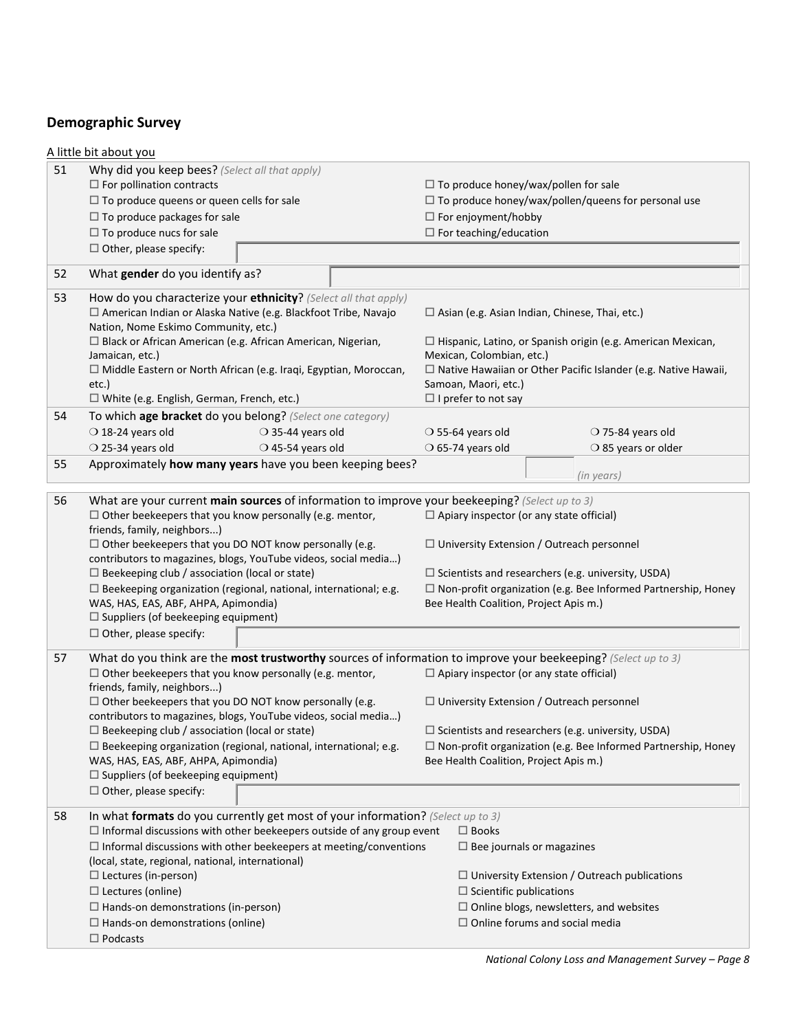## Demographic Survey

A little bit about you

**51** Why did you keep bees? *(Select all that apply)*

- ☐ For pollination contracts
- ☐ To produce queens or queen cells for sale
- ☐ To produce packages for sale
- ☐ To produce nucs for sale
- ☐ To produce honey/wax/pollen for sale
- ☐ To produce honey/wax/pollen/queens for personal use
- ☐ For enjoyment/hobby
- ☐ For teaching/education
- ☐ Other, please specify: ______

**52** What **gender** do you identify as? ______

**53** How do you characterize your **ethnicity**? *(Select all that apply)*

- ☐ American Indian or Alaska Native (e.g. Blackfoot Tribe, Navajo Nation, Nome Eskimo Community, etc.)
- ☐ Black or African American (e.g. African American, Nigerian, Jamaican, etc.)
- ☐ Middle Eastern or North African (e.g. Iraqi, Egyptian, Moroccan, etc.)
- ☐ White (e.g. English, German, French, etc.)
- ☐ Asian (e.g. Asian Indian, Chinese, Thai, etc.)
- ☐ Hispanic, Latino, or Spanish origin (e.g. American Mexican, Mexican, Colombian, etc.)
- ☐ Native Hawaiian or Other Pacific Islander (e.g. Native Hawaii, Samoan, Maori, etc.)
- ☐ I prefer to not say

**54** To which **age bracket** do you belong? *(Select one category)*

- ❍ 18-24 years old
- ❍ 25-34 years old
- ❍ 35-44 years old
- ❍ 45-54 years old
- ❍ 55-64 years old
- ❍ 65-74 years old
- ❍ 75-84 years old
- ❍ 85 years or older

**55** Approximately **how many years** have you been keeping bees? ______ *(in years)*

**56** What are your current **main sources** of information to improve your beekeeping? *(Select up to 3)*

- ☐ Other beekeepers that you know personally (e.g. mentor, friends, family, neighbors...)
- ☐ Other beekeepers that you DO NOT know personally (e.g. contributors to magazines, blogs, YouTube videos, social media…)
- ☐ Beekeeping club / association (local or state)
- ☐ Beekeeping organization (regional, national, international; e.g. WAS, HAS, EAS, ABF, AHPA, Apimondia)
- ☐ Suppliers (of beekeeping equipment)
- ☐ Apiary inspector (or any state official)
- ☐ University Extension / Outreach personnel
- ☐ Scientists and researchers (e.g. university, USDA)
- ☐ Non-profit organization (e.g. Bee Informed Partnership, Honey Bee Health Coalition, Project Apis m.)
- ☐ Other, please specify: ______

**57** What do you think are the **most trustworthy** sources of information to improve your beekeeping? *(Select up to 3)*

- ☐ Other beekeepers that you know personally (e.g. mentor, friends, family, neighbors...)
- ☐ Other beekeepers that you DO NOT know personally (e.g. contributors to magazines, blogs, YouTube videos, social media…)
- ☐ Beekeeping club / association (local or state)
- ☐ Beekeeping organization (regional, national, international; e.g. WAS, HAS, EAS, ABF, AHPA, Apimondia)
- ☐ Suppliers (of beekeeping equipment)
- ☐ Apiary inspector (or any state official)
- ☐ University Extension / Outreach personnel
- ☐ Scientists and researchers (e.g. university, USDA)
- ☐ Non-profit organization (e.g. Bee Informed Partnership, Honey Bee Health Coalition, Project Apis m.)
- ☐ Other, please specify: ______

**58** In what **formats** do you currently get most of your information? *(Select up to 3)*

- ☐ Informal discussions with other beekeepers outside of any group event
- ☐ Informal discussions with other beekeepers at meeting/conventions (local, state, regional, national, international)
- ☐ Lectures (in-person)
- ☐ Lectures (online)
- ☐ Hands-on demonstrations (in-person)
- ☐ Hands-on demonstrations (online)
- ☐ Podcasts
- ☐ Books
- ☐ Bee journals or magazines
- ☐ University Extension / Outreach publications
- ☐ Scientific publications
- ☐ Online blogs, newsletters, and websites
- ☐ Online forums and social media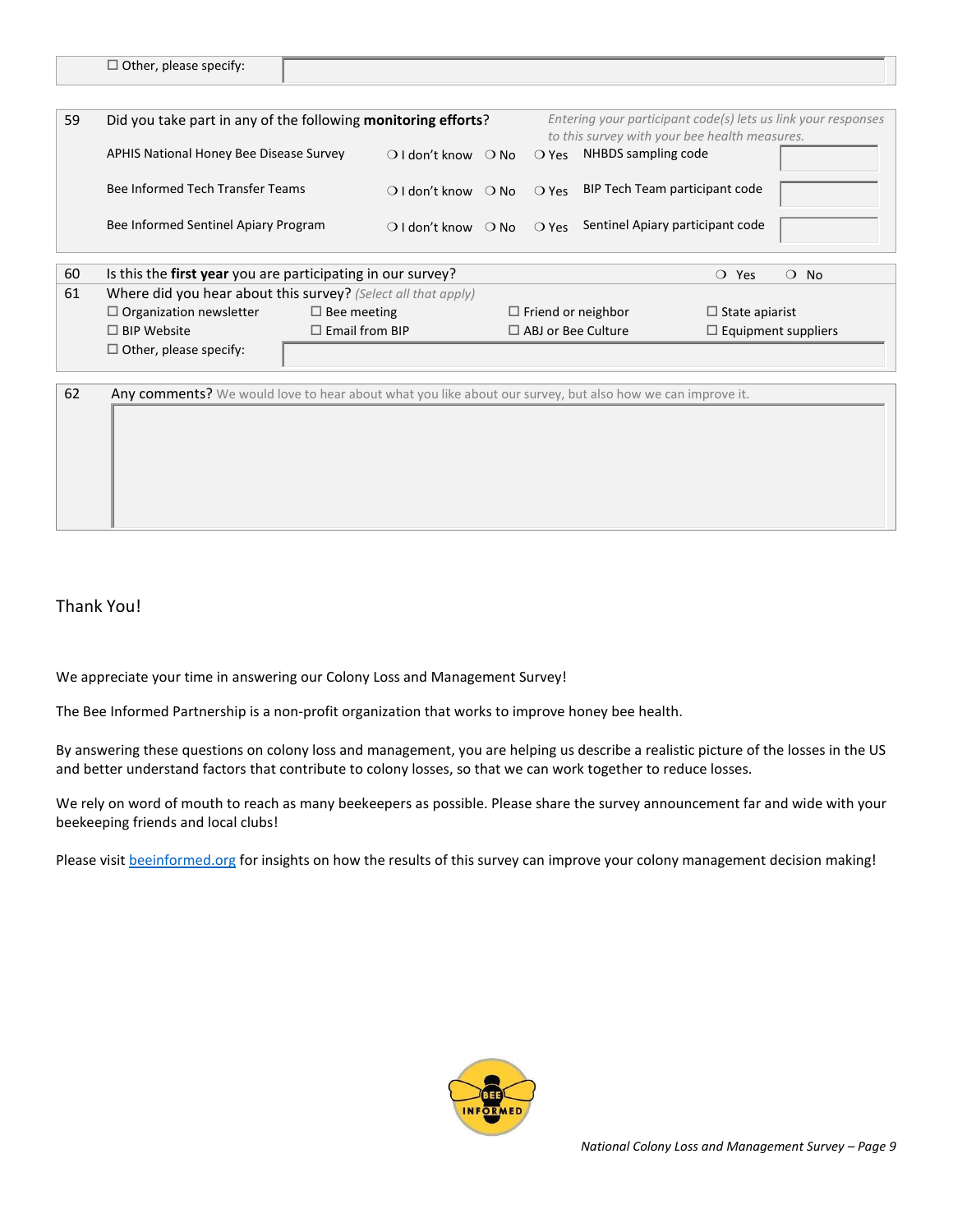☐ Other, please specify:

| | | | | | |
|---|---|---|---|---|---|
| 59 | Did you take part in any of the following **monitoring efforts**? | | | | *Entering your participant code(s) lets us link your responses to this survey with your bee health measures.* |
| | APHIS National Honey Bee Disease Survey | ❍ I don't know | ❍ No | ❍ Yes | NHBDS sampling code |
| | Bee Informed Tech Transfer Teams | ❍ I don't know | ❍ No | ❍ Yes | BIP Tech Team participant code |
| | Bee Informed Sentinel Apiary Program | ❍ I don't know | ❍ No | ❍ Yes | Sentinel Apiary participant code |

| | | | | | |
|---|---|---|---|---|---|
| 60 | Is this the **first year** you are participating in our survey? | | | ❍ Yes | ❍ No |
| 61 | Where did you hear about this survey? *(Select all that apply)* | | | | |
| | ☐ Organization newsletter | ☐ Bee meeting | ☐ Friend or neighbor | ☐ State apiarist | |
| | ☐ BIP Website | ☐ Email from BIP | ☐ ABJ or Bee Culture | ☐ Equipment suppliers | |
| | ☐ Other, please specify: | | | | |

62 Any comments? We would love to hear about what you like about our survey, but also how we can improve it.

## Thank You!

We appreciate your time in answering our Colony Loss and Management Survey!

The Bee Informed Partnership is a non-profit organization that works to improve honey bee health.

By answering these questions on colony loss and management, you are helping us describe a realistic picture of the losses in the US and better understand factors that contribute to colony losses, so that we can work together to reduce losses.

We rely on word of mouth to reach as many beekeepers as possible. Please share the survey announcement far and wide with your beekeeping friends and local clubs!

Please visit [beeinformed.org](beeinformed.org) for insights on how the results of this survey can improve your colony management decision making!

BEE INFORMED